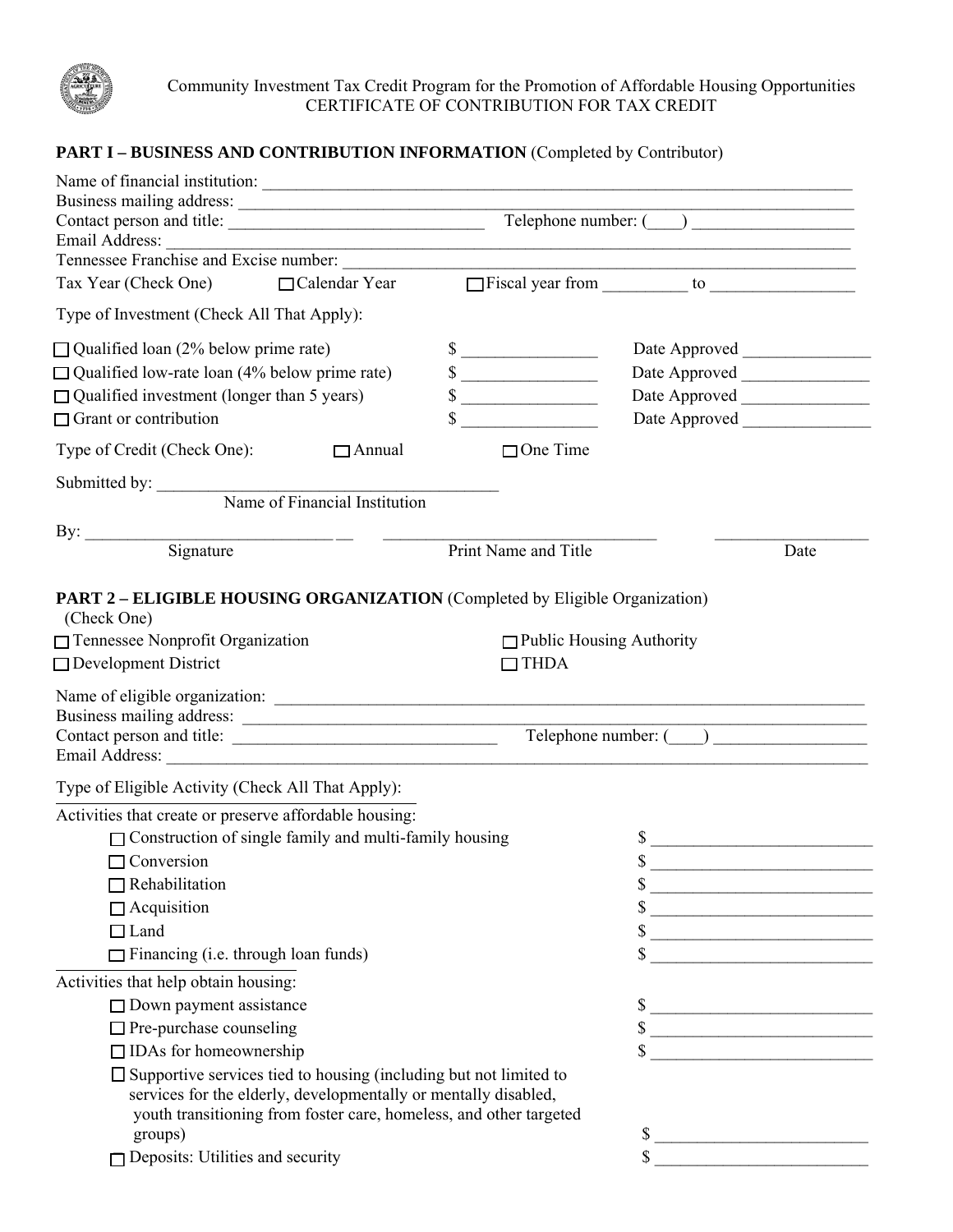Community Investment Tax Credit Program for the Promotion of Affordable Housing Opportunities
CERTIFICATE OF CONTRIBUTION FOR TAX CREDIT

**PART I – BUSINESS AND CONTRIBUTION INFORMATION** (Completed by Contributor)

Name of financial institution: ___________________________________________

Business mailing address: ___________________________________________

Contact person and title: ______________________ Telephone number: (____) ______________

Email Address: ___________________________________________

Tennessee Franchise and Excise number: ___________________________________________

Tax Year (Check One) ☐ Calendar Year ☐ Fiscal year from _________ to _______________

Type of Investment (Check All That Apply):

| | | |
|---|---|---|
| ☐ Qualified loan (2% below prime rate) | $ _______________ | Date Approved _______________ |
| ☐ Qualified low-rate loan (4% below prime rate) | $ _______________ | Date Approved _______________ |
| ☐ Qualified investment (longer than 5 years) | $ _______________ | Date Approved _______________ |
| ☐ Grant or contribution | $ _______________ | Date Approved _______________ |

Type of Credit (Check One): ☐ Annual ☐ One Time

Submitted by: ______________________________________
Name of Financial Institution

By: ____________________________ ____________________________ _______________
Signature Print Name and Title Date

**PART 2 – ELIGIBLE HOUSING ORGANIZATION** (Completed by Eligible Organization)
(Check One)

☐ Tennessee Nonprofit Organization ☐ Public Housing Authority
☐ Development District ☐ THDA

Name of eligible organization: ___________________________________________

Business mailing address: ___________________________________________

Contact person and title: ______________________ Telephone number: (____) ______________

Email Address: ___________________________________________

Type of Eligible Activity (Check All That Apply):

Activities that create or preserve affordable housing:

| | |
|---|---|
| ☐ Construction of single family and multi-family housing | $ _______________________ |
| ☐ Conversion | $ _______________________ |
| ☐ Rehabilitation | $ _______________________ |
| ☐ Acquisition | $ _______________________ |
| ☐ Land | $ _______________________ |
| ☐ Financing (i.e. through loan funds) | $ _______________________ |

Activities that help obtain housing:

| | |
|---|---|
| ☐ Down payment assistance | $ _______________________ |
| ☐ Pre-purchase counseling | $ _______________________ |
| ☐ IDAs for homeownership | $ _______________________ |
| ☐ Supportive services tied to housing (including but not limited to services for the elderly, developmentally or mentally disabled, youth transitioning from foster care, homeless, and other targeted groups) | $ _______________________ |
| ☐ Deposits: Utilities and security | $ _______________________ |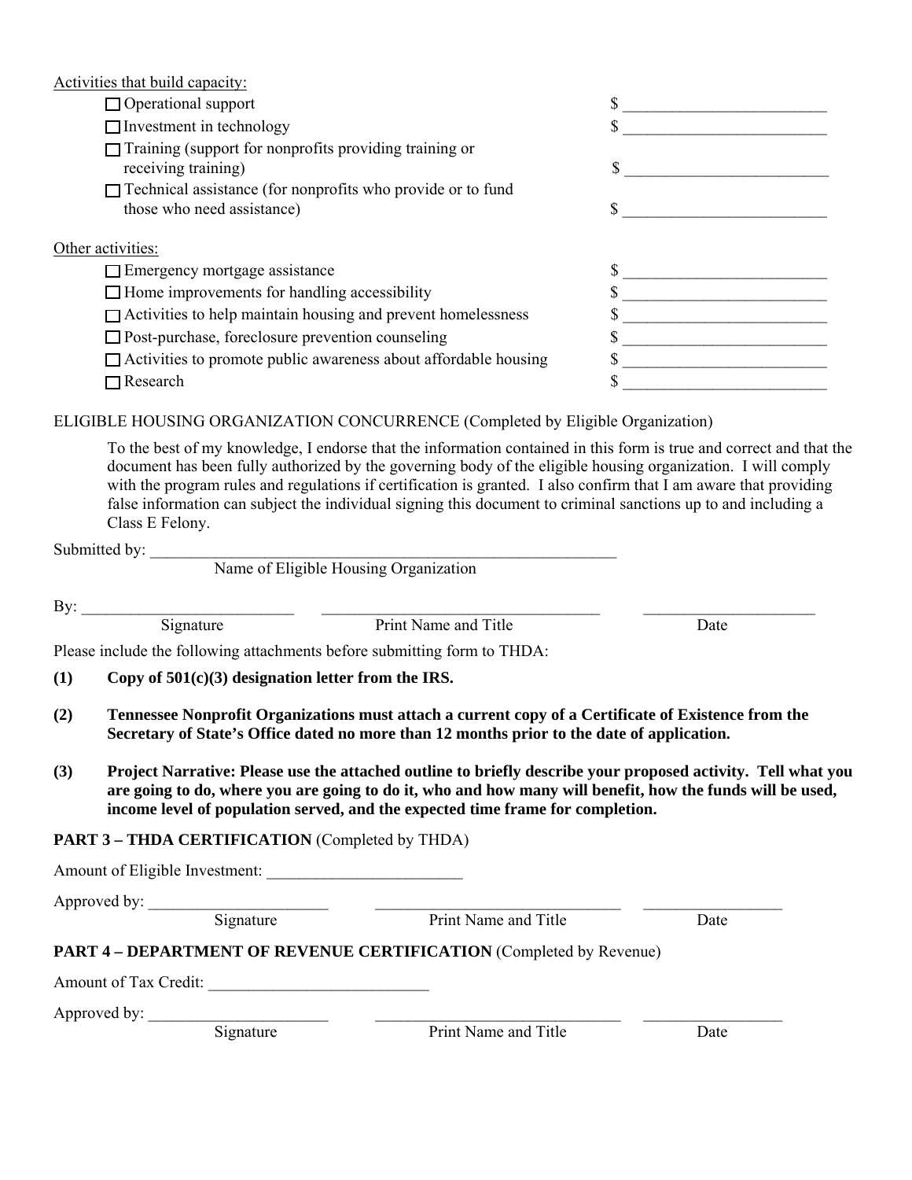Activities that build capacity:

- ☐ Operational support $ \_\_\_\_\_\_\_\_\_\_\_\_\_\_\_\_\_\_\_\_\_\_\_\_
- ☐ Investment in technology $ \_\_\_\_\_\_\_\_\_\_\_\_\_\_\_\_\_\_\_\_\_\_\_\_
- ☐ Training (support for nonprofits providing training or receiving training) $ \_\_\_\_\_\_\_\_\_\_\_\_\_\_\_\_\_\_\_\_\_\_\_\_
- ☐ Technical assistance (for nonprofits who provide or to fund those who need assistance) $ \_\_\_\_\_\_\_\_\_\_\_\_\_\_\_\_\_\_\_\_\_\_\_\_

Other activities:

- ☐ Emergency mortgage assistance $ \_\_\_\_\_\_\_\_\_\_\_\_\_\_\_\_\_\_\_\_\_\_\_\_
- ☐ Home improvements for handling accessibility $ \_\_\_\_\_\_\_\_\_\_\_\_\_\_\_\_\_\_\_\_\_\_\_\_
- ☐ Activities to help maintain housing and prevent homelessness $ \_\_\_\_\_\_\_\_\_\_\_\_\_\_\_\_\_\_\_\_\_\_\_\_
- ☐ Post-purchase, foreclosure prevention counseling $ \_\_\_\_\_\_\_\_\_\_\_\_\_\_\_\_\_\_\_\_\_\_\_\_
- ☐ Activities to promote public awareness about affordable housing $ \_\_\_\_\_\_\_\_\_\_\_\_\_\_\_\_\_\_\_\_\_\_\_\_
- ☐ Research $ \_\_\_\_\_\_\_\_\_\_\_\_\_\_\_\_\_\_\_\_\_\_\_\_

ELIGIBLE HOUSING ORGANIZATION CONCURRENCE (Completed by Eligible Organization)

To the best of my knowledge, I endorse that the information contained in this form is true and correct and that the document has been fully authorized by the governing body of the eligible housing organization. I will comply with the program rules and regulations if certification is granted. I also confirm that I am aware that providing false information can subject the individual signing this document to criminal sanctions up to and including a Class E Felony.

Submitted by: \_\_\_\_\_\_\_\_\_\_\_\_\_\_\_\_\_\_\_\_\_\_\_\_\_\_\_\_\_\_\_\_\_\_\_\_\_\_\_\_\_\_\_\_\_\_\_\_\_\_\_\_
Name of Eligible Housing Organization

By: \_\_\_\_\_\_\_\_\_\_\_\_\_\_\_\_\_\_\_\_\_\_\_\_ \_\_\_\_\_\_\_\_\_\_\_\_\_\_\_\_\_\_\_\_\_\_\_\_\_\_\_\_\_\_\_\_ \_\_\_\_\_\_\_\_\_\_\_\_\_\_\_\_\_\_\_\_
Signature Print Name and Title Date

Please include the following attachments before submitting form to THDA:

**(1) Copy of 501(c)(3) designation letter from the IRS.**

**(2) Tennessee Nonprofit Organizations must attach a current copy of a Certificate of Existence from the Secretary of State's Office dated no more than 12 months prior to the date of application.**

**(3) Project Narrative: Please use the attached outline to briefly describe your proposed activity. Tell what you are going to do, where you are going to do it, who and how many will benefit, how the funds will be used, income level of population served, and the expected time frame for completion.**

**PART 3 – THDA CERTIFICATION** (Completed by THDA)

Amount of Eligible Investment: \_\_\_\_\_\_\_\_\_\_\_\_\_\_\_\_\_\_\_\_\_\_\_

Approved by: \_\_\_\_\_\_\_\_\_\_\_\_\_\_\_\_\_\_\_\_\_ \_\_\_\_\_\_\_\_\_\_\_\_\_\_\_\_\_\_\_\_\_\_\_\_\_\_\_\_\_ \_\_\_\_\_\_\_\_\_\_\_\_\_\_\_\_
Signature Print Name and Title Date

**PART 4 – DEPARTMENT OF REVENUE CERTIFICATION** (Completed by Revenue)

Amount of Tax Credit: \_\_\_\_\_\_\_\_\_\_\_\_\_\_\_\_\_\_\_\_\_\_\_\_\_\_

Approved by: \_\_\_\_\_\_\_\_\_\_\_\_\_\_\_\_\_\_\_\_\_ \_\_\_\_\_\_\_\_\_\_\_\_\_\_\_\_\_\_\_\_\_\_\_\_\_\_\_\_\_ \_\_\_\_\_\_\_\_\_\_\_\_\_\_\_\_
Signature Print Name and Title Date